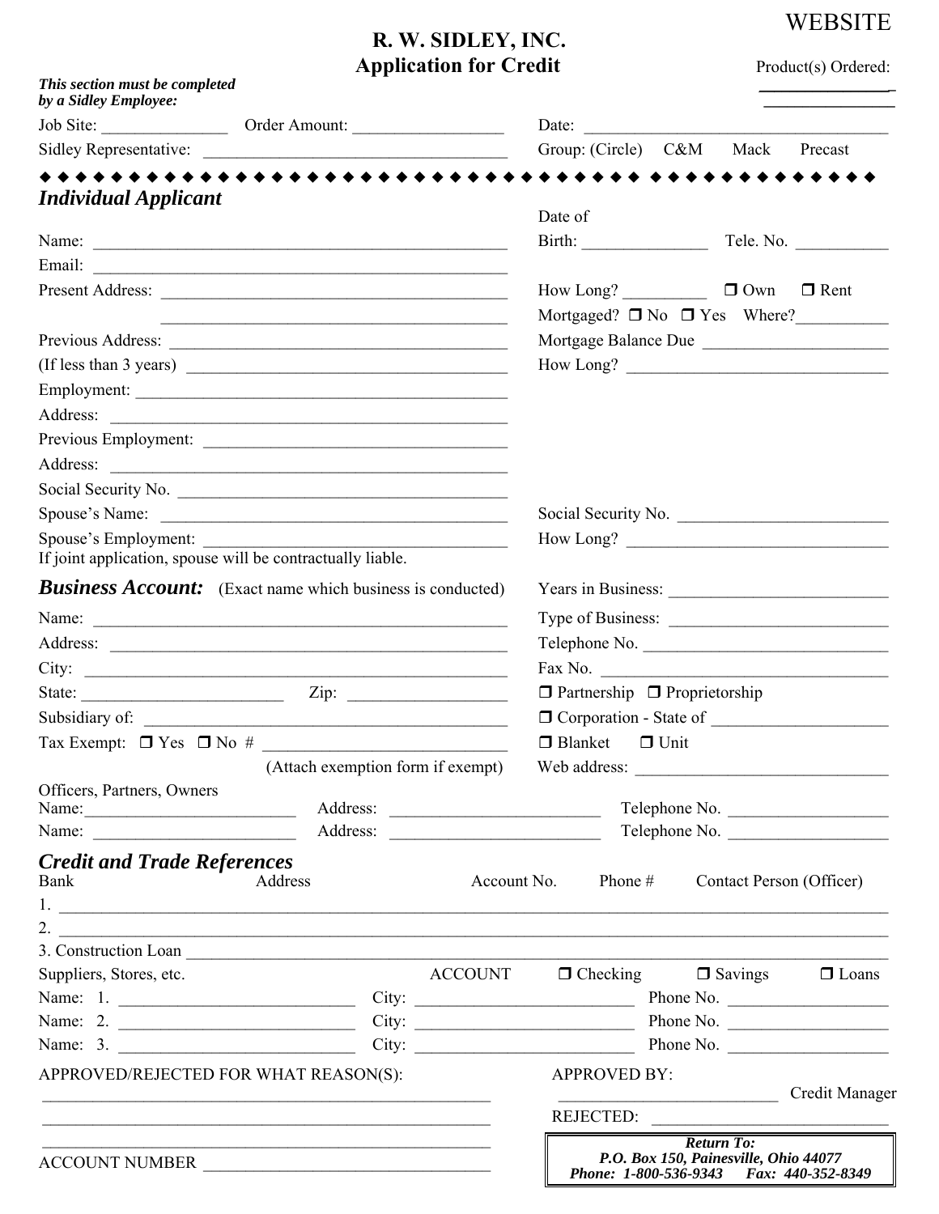WEBSITE

# R. W. SIDLEY, INC.
## Application for Credit

Product(s) Ordered: ______________ ______________

***This section must be completed by a Sidley Employee:***

Job Site: _______________ Order Amount: _________________ Date: ___________________________________

Sidley Representative: ___________________________________ Group: (Circle) C&M Mack Precast

◆ ◆ ◆ ◆ ◆ ◆ ◆ ◆ ◆ ◆ ◆ ◆ ◆ ◆ ◆ ◆ ◆ ◆ ◆ ◆ ◆ ◆ ◆ ◆ ◆ ◆ ◆ ◆ ◆ ◆ ◆ ◆ ◆ ◆ ◆ ◆ ◆ ◆ ◆ ◆ ◆ ◆ ◆ ◆ ◆ ◆ ◆ ◆ ◆ ◆

## *Individual Applicant*

Name: _______________________________________________ Date of Birth: _______________ Tele. No. ___________

Email: _______________________________________________

Present Address: _______________________________________ How Long? __________ ❒ Own ❒ Rent

_______________________________________ Mortgaged? ❒ No ❒ Yes Where?___________

Previous Address: ______________________________________ Mortgage Balance Due ______________________

(If less than 3 years) ____________________________________ How Long? _______________________________

Employment: __________________________________________

Address: _____________________________________________

Previous Employment: ___________________________________

Address: _____________________________________________

Social Security No. _____________________________________

Spouse's Name: _________________________________________ Social Security No. _________________________

Spouse's Employment: ___________________________________ How Long? _______________________________

If joint application, spouse will be contractually liable.

## *Business Account:* (Exact name which business is conducted)

Years in Business: __________________________

Name: _______________________________________________ Type of Business: __________________________

Address: _____________________________________________ Telephone No. _____________________________

City: ________________________________________________ Fax No. ___________________________________

State: ________________________ Zip: __________________ ❒ Partnership ❒ Proprietorship

Subsidiary of: __________________________________________ ❒ Corporation - State of _____________________

Tax Exempt: ❒ Yes ❒ No # ___________________________ ❒ Blanket ❒ Unit

(Attach exemption form if exempt) Web address: ______________________________

Officers, Partners, Owners

Name:_________________________ Address: ________________________ Telephone No. ___________________

Name: _________________________ Address: ________________________ Telephone No. ___________________

## *Credit and Trade References*

Bank Address Account No. Phone # Contact Person (Officer)

1. ____________________________________________________________________________________________

2. ____________________________________________________________________________________________

3. Construction Loan ___________________________________________________________________________

Suppliers, Stores, etc. ACCOUNT ❒ Checking ❒ Savings ❒ Loans

Name: 1. ____________________________ City: __________________________ Phone No. ___________________

Name: 2. ____________________________ City: __________________________ Phone No. ___________________

Name: 3. ____________________________ City: __________________________ Phone No. ___________________

APPROVED/REJECTED FOR WHAT REASON(S): APPROVED BY:

_______________________________________________________ __________________________ Credit Manager

_______________________________________________________ REJECTED: ______________________________

_______________________________________________________

ACCOUNT NUMBER ___________________________________

***Return To:***
***P.O. Box 150, Painesville, Ohio 44077***
***Phone: 1-800-536-9343 Fax: 440-352-8349***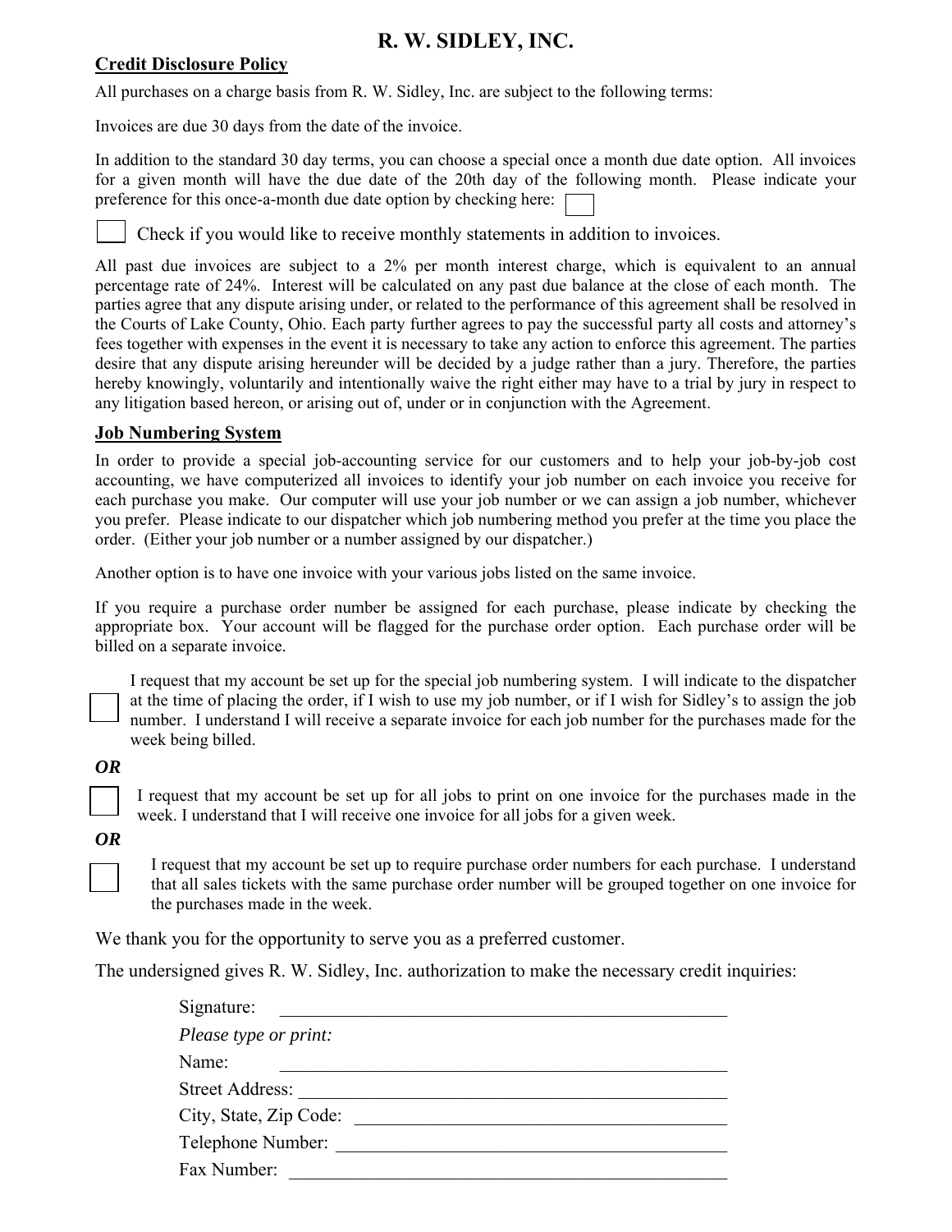# R. W. SIDLEY, INC.

## Credit Disclosure Policy

All purchases on a charge basis from R. W. Sidley, Inc. are subject to the following terms:

Invoices are due 30 days from the date of the invoice.

In addition to the standard 30 day terms, you can choose a special once a month due date option. All invoices for a given month will have the due date of the 20th day of the following month. Please indicate your preference for this once-a-month due date option by checking here: ☐

☐ Check if you would like to receive monthly statements in addition to invoices.

All past due invoices are subject to a 2% per month interest charge, which is equivalent to an annual percentage rate of 24%. Interest will be calculated on any past due balance at the close of each month. The parties agree that any dispute arising under, or related to the performance of this agreement shall be resolved in the Courts of Lake County, Ohio. Each party further agrees to pay the successful party all costs and attorney's fees together with expenses in the event it is necessary to take any action to enforce this agreement. The parties desire that any dispute arising hereunder will be decided by a judge rather than a jury. Therefore, the parties hereby knowingly, voluntarily and intentionally waive the right either may have to a trial by jury in respect to any litigation based hereon, or arising out of, under or in conjunction with the Agreement.

## Job Numbering System

In order to provide a special job-accounting service for our customers and to help your job-by-job cost accounting, we have computerized all invoices to identify your job number on each invoice you receive for each purchase you make. Our computer will use your job number or we can assign a job number, whichever you prefer. Please indicate to our dispatcher which job numbering method you prefer at the time you place the order. (Either your job number or a number assigned by our dispatcher.)

Another option is to have one invoice with your various jobs listed on the same invoice.

If you require a purchase order number be assigned for each purchase, please indicate by checking the appropriate box. Your account will be flagged for the purchase order option. Each purchase order will be billed on a separate invoice.

☐ I request that my account be set up for the special job numbering system. I will indicate to the dispatcher at the time of placing the order, if I wish to use my job number, or if I wish for Sidley's to assign the job number. I understand I will receive a separate invoice for each job number for the purchases made for the week being billed.

***OR***

☐ I request that my account be set up for all jobs to print on one invoice for the purchases made in the week. I understand that I will receive one invoice for all jobs for a given week.

***OR***

☐ I request that my account be set up to require purchase order numbers for each purchase. I understand that all sales tickets with the same purchase order number will be grouped together on one invoice for the purchases made in the week.

We thank you for the opportunity to serve you as a preferred customer.

The undersigned gives R. W. Sidley, Inc. authorization to make the necessary credit inquiries:

Signature: ______________________________________________

*Please type or print:*

Name: ______________________________________________

Street Address: ______________________________________________

City, State, Zip Code: ______________________________________

Telephone Number: ________________________________________

Fax Number: ______________________________________________